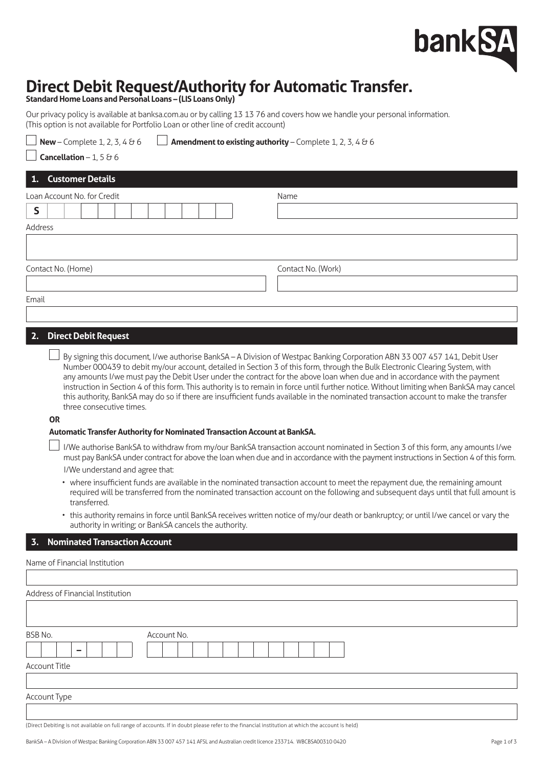bankSA

# Direct Debit Request/Authority for Automatic Transfer.

**Standard Home Loans and Personal Loans – (LIS Loans Only)**

Our privacy policy is available at banksa.com.au or by calling 13 13 76 and covers how we handle your personal information.
(This option is not available for Portfolio Loan or other line of credit account)

☐ **New** – Complete 1, 2, 3, 4 & 6 ☐ **Amendment to existing authority** – Complete 1, 2, 3, 4 & 6

☐ **Cancellation** – 1, 5 & 6

## 1. Customer Details

Loan Account No. for Credit: S

Name

Address

Contact No. (Home)

Contact No. (Work)

Email

## 2. Direct Debit Request

☐ By signing this document, I/we authorise BankSA – A Division of Westpac Banking Corporation ABN 33 007 457 141, Debit User Number 000439 to debit my/our account, detailed in Section 3 of this form, through the Bulk Electronic Clearing System, with any amounts I/we must pay the Debit User under the contract for the above loan when due and in accordance with the payment instruction in Section 4 of this form. This authority is to remain in force until further notice. Without limiting when BankSA may cancel this authority, BankSA may do so if there are insufficient funds available in the nominated transaction account to make the transfer three consecutive times.

**OR**

**Automatic Transfer Authority for Nominated Transaction Account at BankSA.**

☐ I/We authorise BankSA to withdraw from my/our BankSA transaction account nominated in Section 3 of this form, any amounts I/we must pay BankSA under contract for above the loan when due and in accordance with the payment instructions in Section 4 of this form.

I/We understand and agree that:

- where insufficient funds are available in the nominated transaction account to meet the repayment due, the remaining amount required will be transferred from the nominated transaction account on the following and subsequent days until that full amount is transferred.
- this authority remains in force until BankSA receives written notice of my/our death or bankruptcy; or until I/we cancel or vary the authority in writing; or BankSA cancels the authority.

## 3. Nominated Transaction Account

Name of Financial Institution

Address of Financial Institution

BSB No. –

Account No.

Account Title

Account Type

(Direct Debiting is not available on full range of accounts. If in doubt please refer to the financial institution at which the account is held)

BankSA – A Division of Westpac Banking Corporation ABN 33 007 457 141 AFSL and Australian credit licence 233714. WBCBSA00310 0420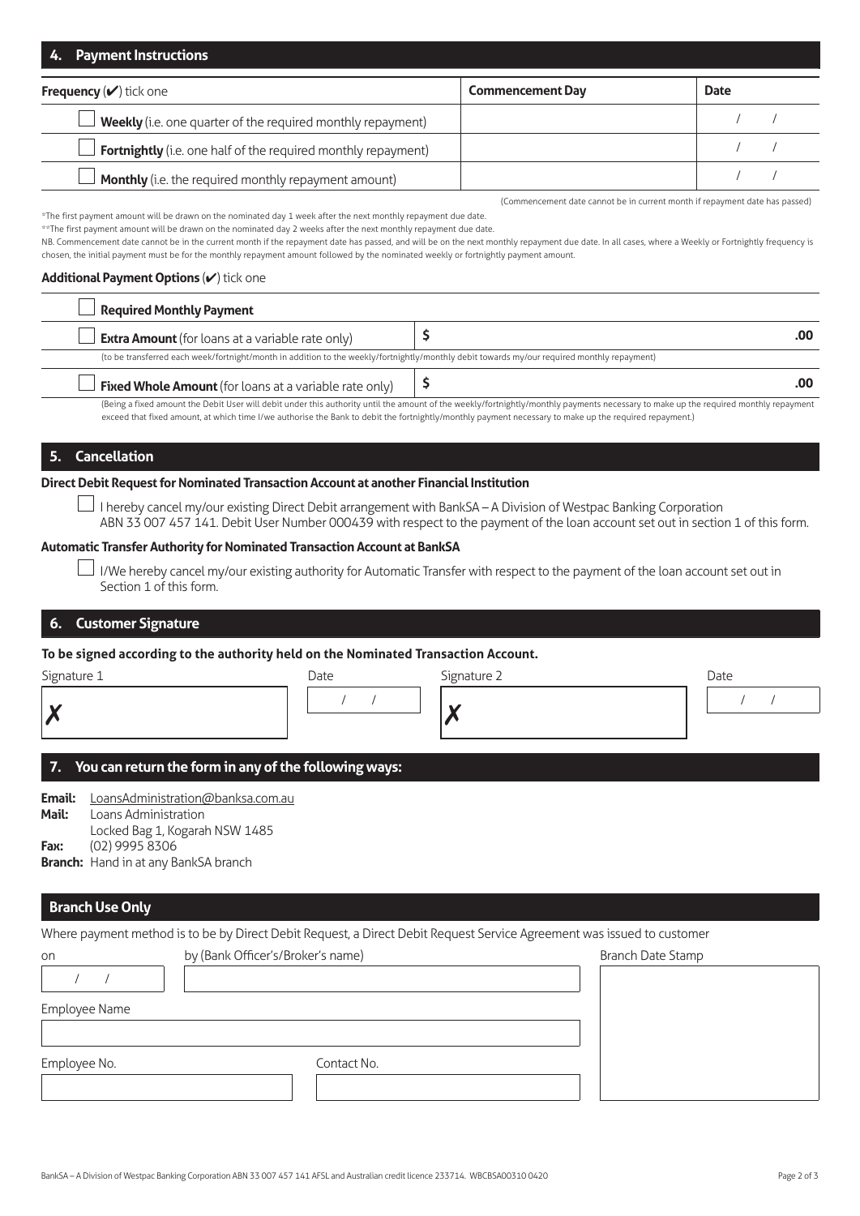## 4. Payment Instructions

| **Frequency** (✔) tick one | **Commencement Day** | **Date** |
|---|---|---|
| ☐ **Weekly** (i.e. one quarter of the required monthly repayment) | | / / |
| ☐ **Fortnightly** (i.e. one half of the required monthly repayment) | | / / |
| ☐ **Monthly** (i.e. the required monthly repayment amount) | | / / |

(Commencement date cannot be in current month if repayment date has passed)

*The first payment amount will be drawn on the nominated day 1 week after the next monthly repayment due date.

**The first payment amount will be drawn on the nominated day 2 weeks after the next monthly repayment due date.

NB. Commencement date cannot be in the current month if the repayment date has passed, and will be on the next monthly repayment due date. In all cases, where a Weekly or Fortnightly frequency is chosen, the initial payment must be for the monthly repayment amount followed by the nominated weekly or fortnightly payment amount.

**Additional Payment Options** (✔) tick one

☐ **Required Monthly Payment**

| | |
|---|---|
| ☐ **Extra Amount** (for loans at a variable rate only) | $ .00 |

(to be transferred each week/fortnight/month in addition to the weekly/fortnightly/monthly debit towards my/our required monthly repayment)

| | |
|---|---|
| ☐ **Fixed Whole Amount** (for loans at a variable rate only) | $ .00 |

(Being a fixed amount the Debit User will debit under this authority until the amount of the weekly/fortnightly/monthly payments necessary to make up the required monthly repayment exceed that fixed amount, at which time I/we authorise the Bank to debit the fortnightly/monthly payment necessary to make up the required repayment.)

## 5. Cancellation

**Direct Debit Request for Nominated Transaction Account at another Financial Institution**

☐ I hereby cancel my/our existing Direct Debit arrangement with BankSA – A Division of Westpac Banking Corporation ABN 33 007 457 141. Debit User Number 000439 with respect to the payment of the loan account set out in section 1 of this form.

**Automatic Transfer Authority for Nominated Transaction Account at BankSA**

☐ I/We hereby cancel my/our existing authority for Automatic Transfer with respect to the payment of the loan account set out in Section 1 of this form.

## 6. Customer Signature

**To be signed according to the authority held on the Nominated Transaction Account.**

| Signature 1 | Date | Signature 2 | Date |
|---|---|---|---|
| ✗ | / / | ✗ | / / |

## 7. You can return the form in any of the following ways:

**Email:** LoansAdministration@banksa.com.au
**Mail:** Loans Administration
Locked Bag 1, Kogarah NSW 1485
**Fax:** (02) 9995 8306
**Branch:** Hand in at any BankSA branch

## Branch Use Only

Where payment method is to be by Direct Debit Request, a Direct Debit Request Service Agreement was issued to customer

| on | by (Bank Officer's/Broker's name) | Branch Date Stamp |
|---|---|---|
| / / | | |

Employee Name

Employee No.

Contact No.

BankSA – A Division of Westpac Banking Corporation ABN 33 007 457 141 AFSL and Australian credit licence 233714. WBCBSA00310 0420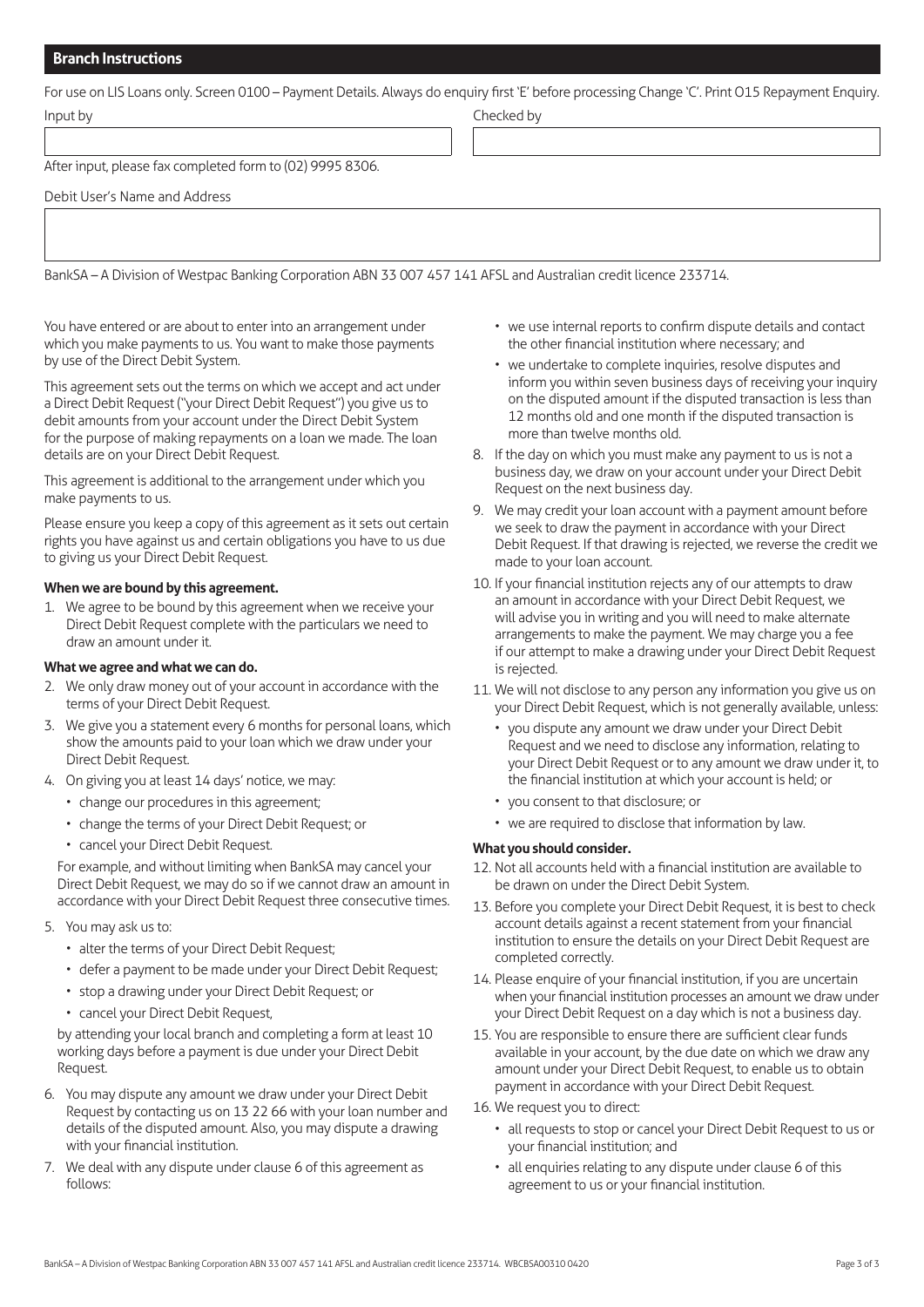## Branch Instructions

For use on LIS Loans only. Screen 0100 – Payment Details. Always do enquiry first 'E' before processing Change 'C'. Print 015 Repayment Enquiry.

Input by

Checked by

After input, please fax completed form to (02) 9995 8306.

Debit User's Name and Address

BankSA – A Division of Westpac Banking Corporation ABN 33 007 457 141 AFSL and Australian credit licence 233714.

You have entered or are about to enter into an arrangement under which you make payments to us. You want to make those payments by use of the Direct Debit System.

This agreement sets out the terms on which we accept and act under a Direct Debit Request ("your Direct Debit Request") you give us to debit amounts from your account under the Direct Debit System for the purpose of making repayments on a loan we made. The loan details are on your Direct Debit Request.

This agreement is additional to the arrangement under which you make payments to us.

Please ensure you keep a copy of this agreement as it sets out certain rights you have against us and certain obligations you have to us due to giving us your Direct Debit Request.

**When we are bound by this agreement.**

1. We agree to be bound by this agreement when we receive your Direct Debit Request complete with the particulars we need to draw an amount under it.

**What we agree and what we can do.**

2. We only draw money out of your account in accordance with the terms of your Direct Debit Request.
3. We give you a statement every 6 months for personal loans, which show the amounts paid to your loan which we draw under your Direct Debit Request.
4. On giving you at least 14 days' notice, we may:
   - change our procedures in this agreement;
   - change the terms of your Direct Debit Request; or
   - cancel your Direct Debit Request.

   For example, and without limiting when BankSA may cancel your Direct Debit Request, we may do so if we cannot draw an amount in accordance with your Direct Debit Request three consecutive times.
5. You may ask us to:
   - alter the terms of your Direct Debit Request;
   - defer a payment to be made under your Direct Debit Request;
   - stop a drawing under your Direct Debit Request; or
   - cancel your Direct Debit Request,

   by attending your local branch and completing a form at least 10 working days before a payment is due under your Direct Debit Request.
6. You may dispute any amount we draw under your Direct Debit Request by contacting us on 13 22 66 with your loan number and details of the disputed amount. Also, you may dispute a drawing with your financial institution.
7. We deal with any dispute under clause 6 of this agreement as follows:
   - we use internal reports to confirm dispute details and contact the other financial institution where necessary; and
   - we undertake to complete inquiries, resolve disputes and inform you within seven business days of receiving your inquiry on the disputed amount if the disputed transaction is less than 12 months old and one month if the disputed transaction is more than twelve months old.
8. If the day on which you must make any payment to us is not a business day, we draw on your account under your Direct Debit Request on the next business day.
9. We may credit your loan account with a payment amount before we seek to draw the payment in accordance with your Direct Debit Request. If that drawing is rejected, we reverse the credit we made to your loan account.
10. If your financial institution rejects any of our attempts to draw an amount in accordance with your Direct Debit Request, we will advise you in writing and you will need to make alternate arrangements to make the payment. We may charge you a fee if our attempt to make a drawing under your Direct Debit Request is rejected.
11. We will not disclose to any person any information you give us on your Direct Debit Request, which is not generally available, unless:
    - you dispute any amount we draw under your Direct Debit Request and we need to disclose any information, relating to your Direct Debit Request or to any amount we draw under it, to the financial institution at which your account is held; or
    - you consent to that disclosure; or
    - we are required to disclose that information by law.

**What you should consider.**

12. Not all accounts held with a financial institution are available to be drawn on under the Direct Debit System.
13. Before you complete your Direct Debit Request, it is best to check account details against a recent statement from your financial institution to ensure the details on your Direct Debit Request are completed correctly.
14. Please enquire of your financial institution, if you are uncertain when your financial institution processes an amount we draw under your Direct Debit Request on a day which is not a business day.
15. You are responsible to ensure there are sufficient clear funds available in your account, by the due date on which we draw any amount under your Direct Debit Request, to enable us to obtain payment in accordance with your Direct Debit Request.
16. We request you to direct:
    - all requests to stop or cancel your Direct Debit Request to us or your financial institution; and
    - all enquiries relating to any dispute under clause 6 of this agreement to us or your financial institution.

BankSA – A Division of Westpac Banking Corporation ABN 33 007 457 141 AFSL and Australian credit licence 233714. WBCBSA00310 0420